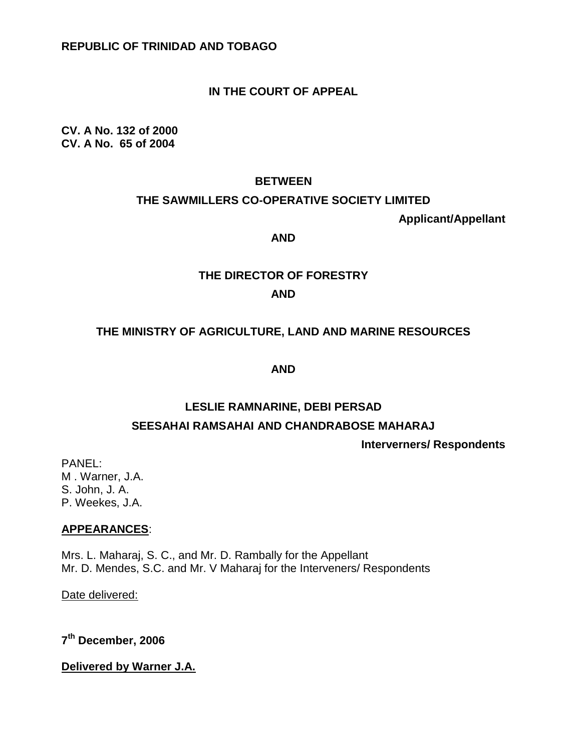**REPUBLIC OF TRINIDAD AND TOBAGO**

**IN THE COURT OF APPEAL**

**CV. A No. 132 of 2000**
**CV. A No. 65 of 2004**

**BETWEEN**

**THE SAWMILLERS CO-OPERATIVE SOCIETY LIMITED**

**Applicant/Appellant**

**AND**

**THE DIRECTOR OF FORESTRY**

**AND**

**THE MINISTRY OF AGRICULTURE, LAND AND MARINE RESOURCES**

**AND**

**LESLIE RAMNARINE, DEBI PERSAD**
**SEESAHAI RAMSAHAI AND CHANDRABOSE MAHARAJ**

**Interverners/ Respondents**

PANEL:
M . Warner, J.A.
S. John, J. A.
P. Weekes, J.A.

**APPEARANCES**:

Mrs. L. Maharaj, S. C., and Mr. D. Rambally for the Appellant
Mr. D. Mendes, S.C. and Mr. V Maharaj for the Interveners/ Respondents

Date delivered:

**7th December, 2006**

**Delivered by Warner J.A.**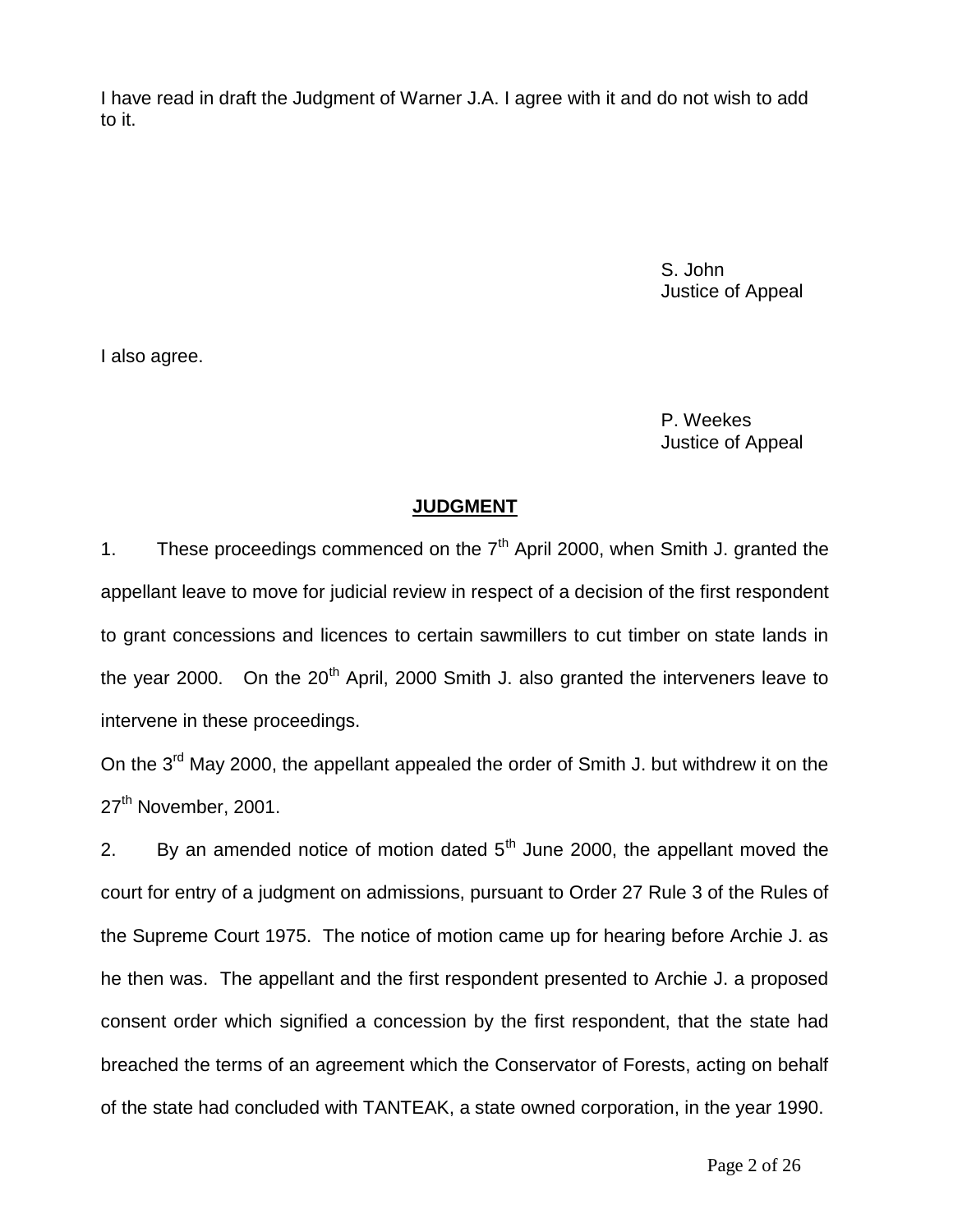I have read in draft the Judgment of Warner J.A. I agree with it and do not wish to add to it.

S. John
Justice of Appeal

I also agree.

P. Weekes
Justice of Appeal

## **JUDGMENT**

1. These proceedings commenced on the 7th April 2000, when Smith J. granted the appellant leave to move for judicial review in respect of a decision of the first respondent to grant concessions and licences to certain sawmillers to cut timber on state lands in the year 2000. On the 20th April, 2000 Smith J. also granted the interveners leave to intervene in these proceedings.

On the 3rd May 2000, the appellant appealed the order of Smith J. but withdrew it on the 27th November, 2001.

2. By an amended notice of motion dated 5th June 2000, the appellant moved the court for entry of a judgment on admissions, pursuant to Order 27 Rule 3 of the Rules of the Supreme Court 1975. The notice of motion came up for hearing before Archie J. as he then was. The appellant and the first respondent presented to Archie J. a proposed consent order which signified a concession by the first respondent, that the state had breached the terms of an agreement which the Conservator of Forests, acting on behalf of the state had concluded with TANTEAK, a state owned corporation, in the year 1990.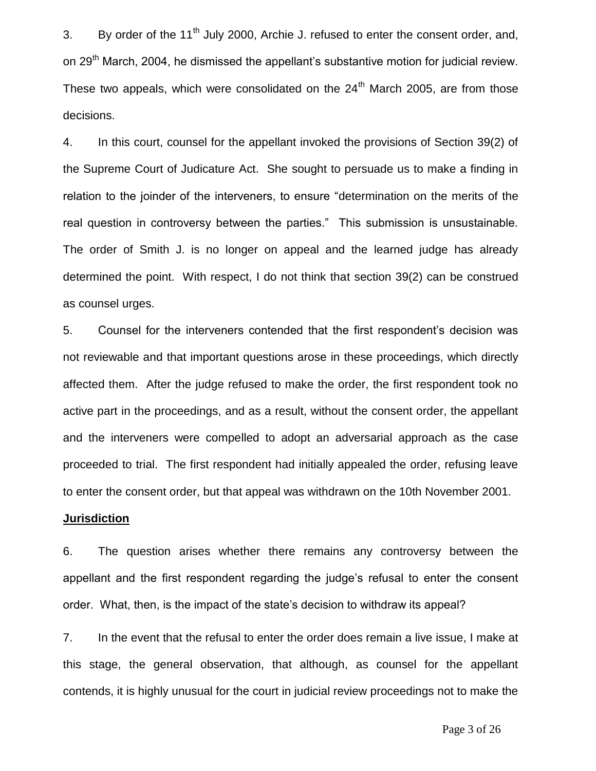3. By order of the 11th July 2000, Archie J. refused to enter the consent order, and, on 29th March, 2004, he dismissed the appellant's substantive motion for judicial review. These two appeals, which were consolidated on the 24th March 2005, are from those decisions.

4. In this court, counsel for the appellant invoked the provisions of Section 39(2) of the Supreme Court of Judicature Act. She sought to persuade us to make a finding in relation to the joinder of the interveners, to ensure "determination on the merits of the real question in controversy between the parties." This submission is unsustainable. The order of Smith J. is no longer on appeal and the learned judge has already determined the point. With respect, I do not think that section 39(2) can be construed as counsel urges.

5. Counsel for the interveners contended that the first respondent's decision was not reviewable and that important questions arose in these proceedings, which directly affected them. After the judge refused to make the order, the first respondent took no active part in the proceedings, and as a result, without the consent order, the appellant and the interveners were compelled to adopt an adversarial approach as the case proceeded to trial. The first respondent had initially appealed the order, refusing leave to enter the consent order, but that appeal was withdrawn on the 10th November 2001.

**Jurisdiction**

6. The question arises whether there remains any controversy between the appellant and the first respondent regarding the judge's refusal to enter the consent order. What, then, is the impact of the state's decision to withdraw its appeal?

7. In the event that the refusal to enter the order does remain a live issue, I make at this stage, the general observation, that although, as counsel for the appellant contends, it is highly unusual for the court in judicial review proceedings not to make the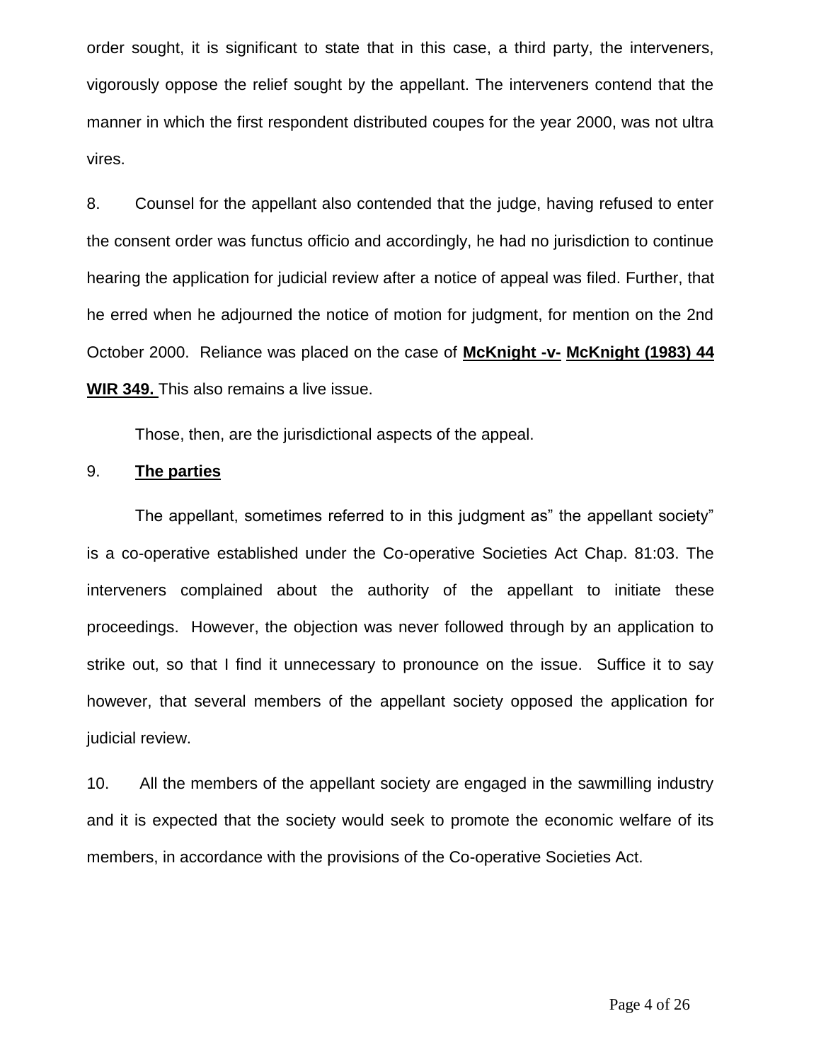order sought, it is significant to state that in this case, a third party, the interveners, vigorously oppose the relief sought by the appellant. The interveners contend that the manner in which the first respondent distributed coupes for the year 2000, was not ultra vires.

8. Counsel for the appellant also contended that the judge, having refused to enter the consent order was functus officio and accordingly, he had no jurisdiction to continue hearing the application for judicial review after a notice of appeal was filed. Further, that he erred when he adjourned the notice of motion for judgment, for mention on the 2nd October 2000. Reliance was placed on the case of **McKnight -v- McKnight (1983) 44 WIR 349.** This also remains a live issue.

Those, then, are the jurisdictional aspects of the appeal.

9. **The parties**

The appellant, sometimes referred to in this judgment as" the appellant society" is a co-operative established under the Co-operative Societies Act Chap. 81:03. The interveners complained about the authority of the appellant to initiate these proceedings. However, the objection was never followed through by an application to strike out, so that I find it unnecessary to pronounce on the issue. Suffice it to say however, that several members of the appellant society opposed the application for judicial review.

10. All the members of the appellant society are engaged in the sawmilling industry and it is expected that the society would seek to promote the economic welfare of its members, in accordance with the provisions of the Co-operative Societies Act.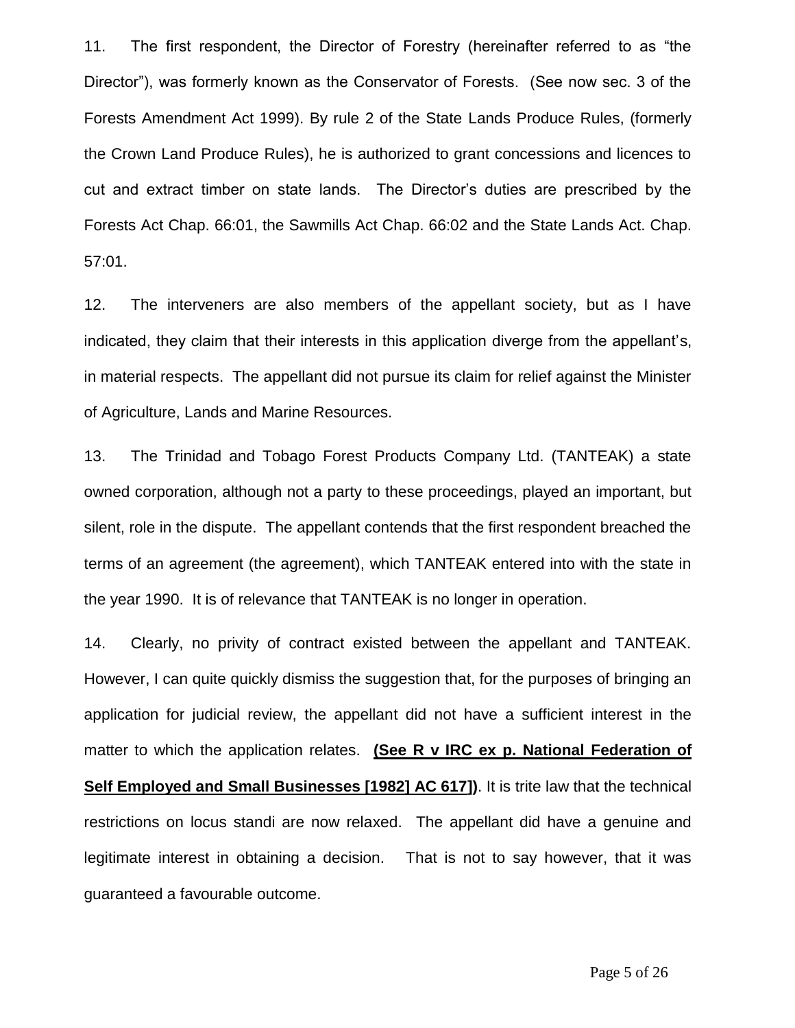11. The first respondent, the Director of Forestry (hereinafter referred to as "the Director"), was formerly known as the Conservator of Forests. (See now sec. 3 of the Forests Amendment Act 1999). By rule 2 of the State Lands Produce Rules, (formerly the Crown Land Produce Rules), he is authorized to grant concessions and licences to cut and extract timber on state lands. The Director's duties are prescribed by the Forests Act Chap. 66:01, the Sawmills Act Chap. 66:02 and the State Lands Act. Chap. 57:01.

12. The interveners are also members of the appellant society, but as I have indicated, they claim that their interests in this application diverge from the appellant's, in material respects. The appellant did not pursue its claim for relief against the Minister of Agriculture, Lands and Marine Resources.

13. The Trinidad and Tobago Forest Products Company Ltd. (TANTEAK) a state owned corporation, although not a party to these proceedings, played an important, but silent, role in the dispute. The appellant contends that the first respondent breached the terms of an agreement (the agreement), which TANTEAK entered into with the state in the year 1990. It is of relevance that TANTEAK is no longer in operation.

14. Clearly, no privity of contract existed between the appellant and TANTEAK. However, I can quite quickly dismiss the suggestion that, for the purposes of bringing an application for judicial review, the appellant did not have a sufficient interest in the matter to which the application relates. **(See R v IRC ex p. National Federation of Self Employed and Small Businesses [1982] AC 617])**. It is trite law that the technical restrictions on locus standi are now relaxed. The appellant did have a genuine and legitimate interest in obtaining a decision. That is not to say however, that it was guaranteed a favourable outcome.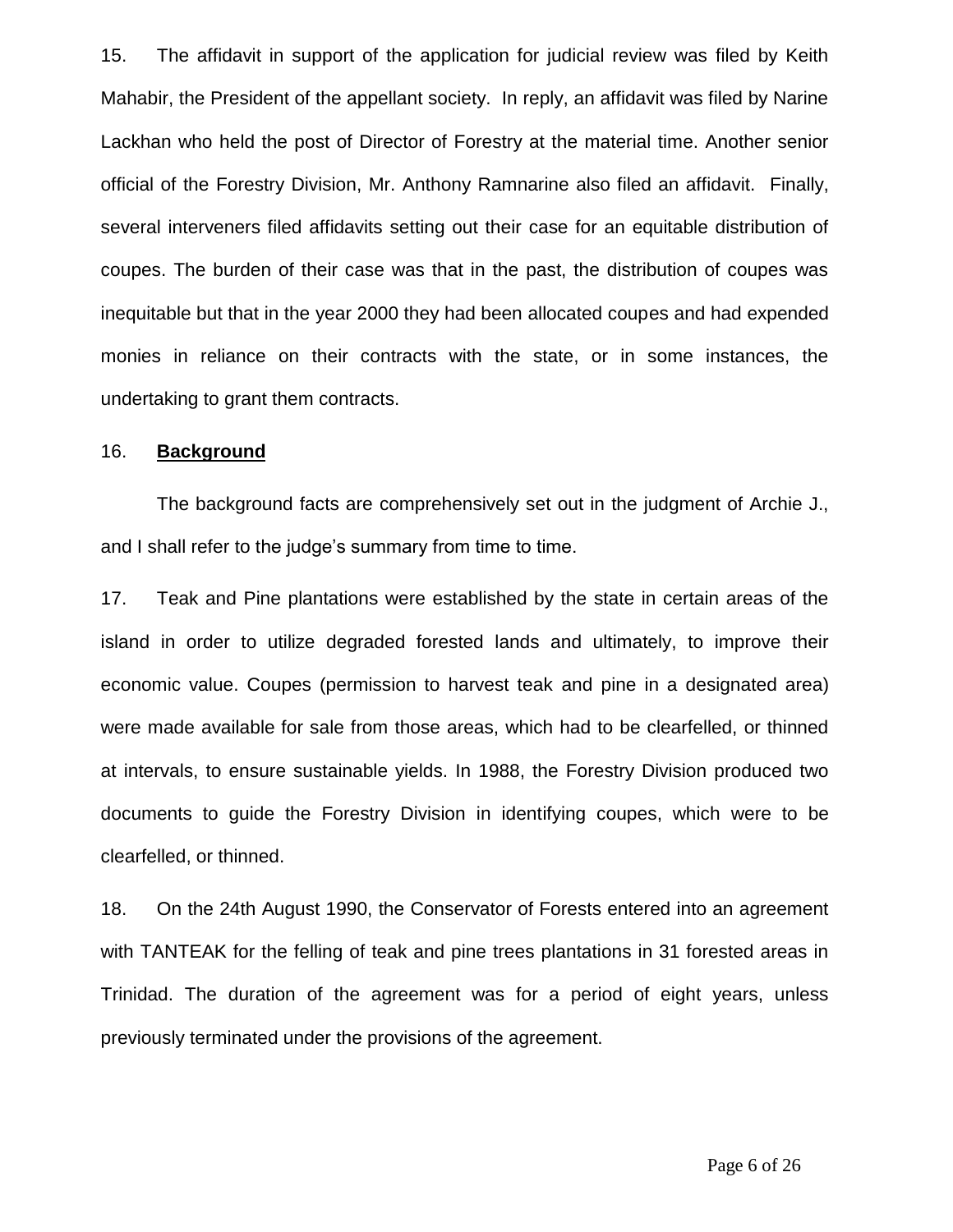15. The affidavit in support of the application for judicial review was filed by Keith Mahabir, the President of the appellant society. In reply, an affidavit was filed by Narine Lackhan who held the post of Director of Forestry at the material time. Another senior official of the Forestry Division, Mr. Anthony Ramnarine also filed an affidavit. Finally, several interveners filed affidavits setting out their case for an equitable distribution of coupes. The burden of their case was that in the past, the distribution of coupes was inequitable but that in the year 2000 they had been allocated coupes and had expended monies in reliance on their contracts with the state, or in some instances, the undertaking to grant them contracts.

16. **Background**

The background facts are comprehensively set out in the judgment of Archie J., and I shall refer to the judge's summary from time to time.

17. Teak and Pine plantations were established by the state in certain areas of the island in order to utilize degraded forested lands and ultimately, to improve their economic value. Coupes (permission to harvest teak and pine in a designated area) were made available for sale from those areas, which had to be clearfelled, or thinned at intervals, to ensure sustainable yields. In 1988, the Forestry Division produced two documents to guide the Forestry Division in identifying coupes, which were to be clearfelled, or thinned.

18. On the 24th August 1990, the Conservator of Forests entered into an agreement with TANTEAK for the felling of teak and pine trees plantations in 31 forested areas in Trinidad. The duration of the agreement was for a period of eight years, unless previously terminated under the provisions of the agreement.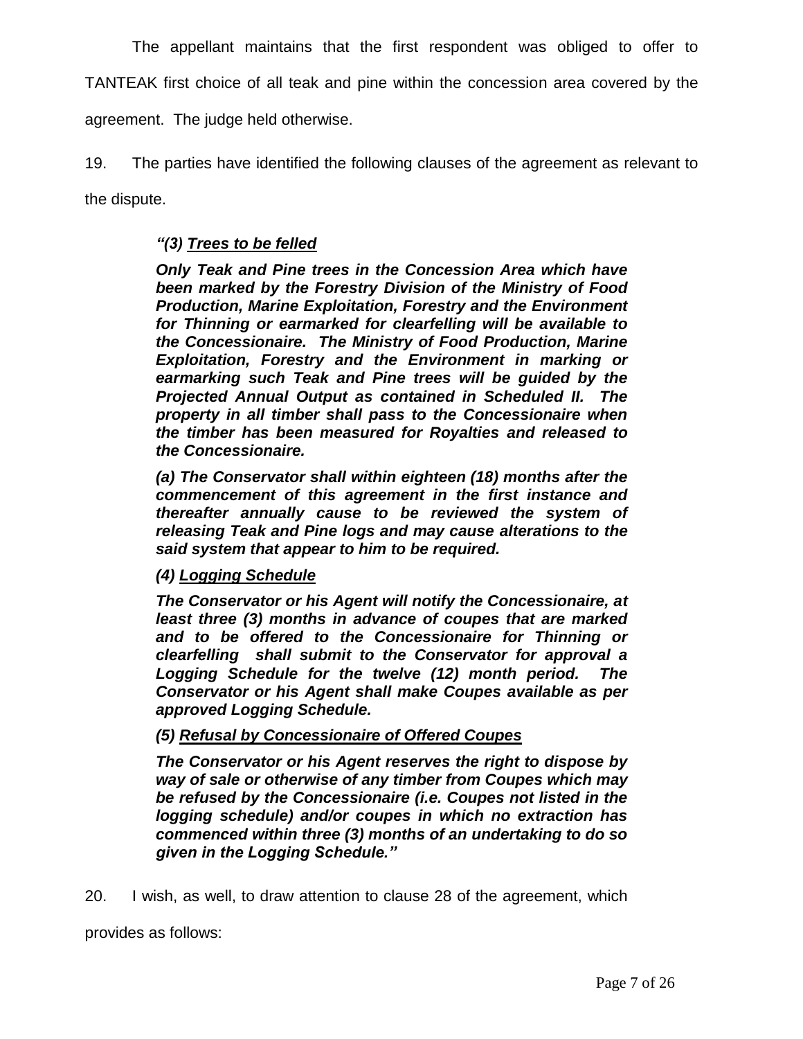The appellant maintains that the first respondent was obliged to offer to TANTEAK first choice of all teak and pine within the concession area covered by the agreement. The judge held otherwise.

19. The parties have identified the following clauses of the agreement as relevant to the dispute.

> ***"(3) <u>Trees to be felled</u>***
>
> ***Only Teak and Pine trees in the Concession Area which have been marked by the Forestry Division of the Ministry of Food Production, Marine Exploitation, Forestry and the Environment for Thinning or earmarked for clearfelling will be available to the Concessionaire. The Ministry of Food Production, Marine Exploitation, Forestry and the Environment in marking or earmarking such Teak and Pine trees will be guided by the Projected Annual Output as contained in Scheduled II. The property in all timber shall pass to the Concessionaire when the timber has been measured for Royalties and released to the Concessionaire.***
>
> ***(a) The Conservator shall within eighteen (18) months after the commencement of this agreement in the first instance and thereafter annually cause to be reviewed the system of releasing Teak and Pine logs and may cause alterations to the said system that appear to him to be required.***
>
> ***(4) <u>Logging Schedule</u>***
>
> ***The Conservator or his Agent will notify the Concessionaire, at least three (3) months in advance of coupes that are marked and to be offered to the Concessionaire for Thinning or clearfelling shall submit to the Conservator for approval a Logging Schedule for the twelve (12) month period. The Conservator or his Agent shall make Coupes available as per approved Logging Schedule.***
>
> ***(5) <u>Refusal by Concessionaire of Offered Coupes</u>***
>
> ***The Conservator or his Agent reserves the right to dispose by way of sale or otherwise of any timber from Coupes which may be refused by the Concessionaire (i.e. Coupes not listed in the logging schedule) and/or coupes in which no extraction has commenced within three (3) months of an undertaking to do so given in the Logging Schedule."***

20. I wish, as well, to draw attention to clause 28 of the agreement, which provides as follows: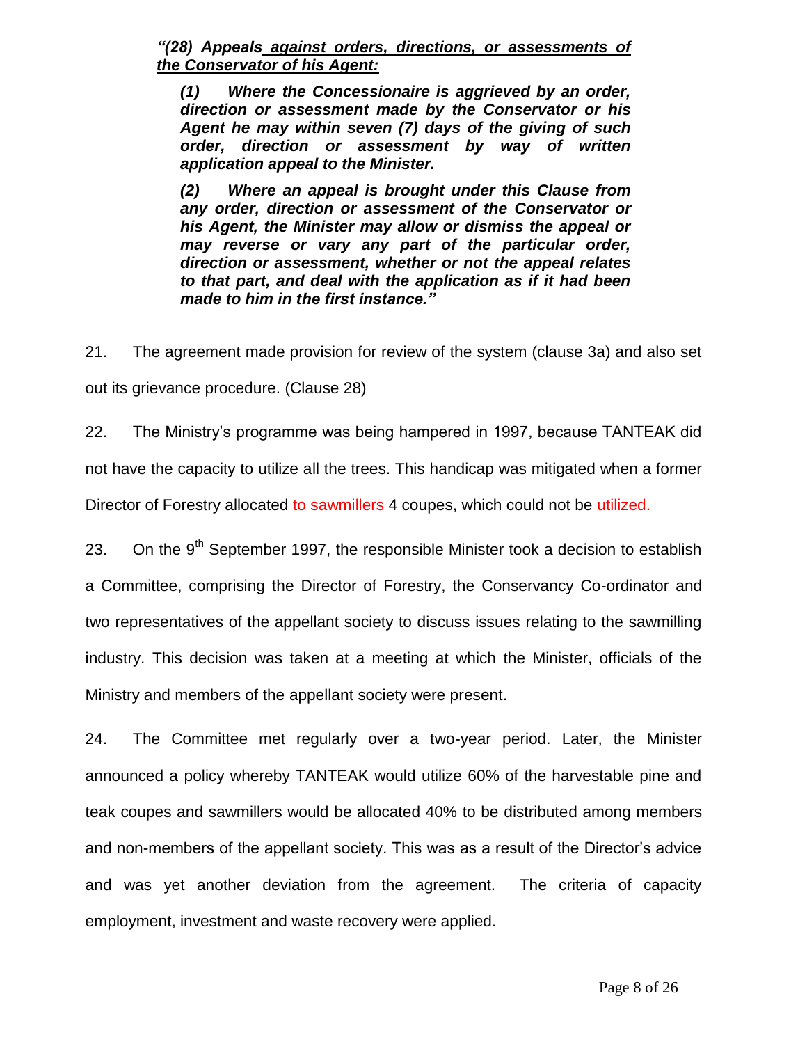***"(28) Appeals <u>against orders, directions, or assessments of the Conservator of his Agent:</u>***

> ***(1) Where the Concessionaire is aggrieved by an order, direction or assessment made by the Conservator or his Agent he may within seven (7) days of the giving of such order, direction or assessment by way of written application appeal to the Minister.***
>
> ***(2) Where an appeal is brought under this Clause from any order, direction or assessment of the Conservator or his Agent, the Minister may allow or dismiss the appeal or may reverse or vary any part of the particular order, direction or assessment, whether or not the appeal relates to that part, and deal with the application as if it had been made to him in the first instance."***

21. The agreement made provision for review of the system (clause 3a) and also set out its grievance procedure. (Clause 28)

22. The Ministry's programme was being hampered in 1997, because TANTEAK did not have the capacity to utilize all the trees. This handicap was mitigated when a former Director of Forestry allocated to sawmillers 4 coupes, which could not be utilized.

23. On the 9th September 1997, the responsible Minister took a decision to establish a Committee, comprising the Director of Forestry, the Conservancy Co-ordinator and two representatives of the appellant society to discuss issues relating to the sawmilling industry. This decision was taken at a meeting at which the Minister, officials of the Ministry and members of the appellant society were present.

24. The Committee met regularly over a two-year period. Later, the Minister announced a policy whereby TANTEAK would utilize 60% of the harvestable pine and teak coupes and sawmillers would be allocated 40% to be distributed among members and non-members of the appellant society. This was as a result of the Director's advice and was yet another deviation from the agreement. The criteria of capacity employment, investment and waste recovery were applied.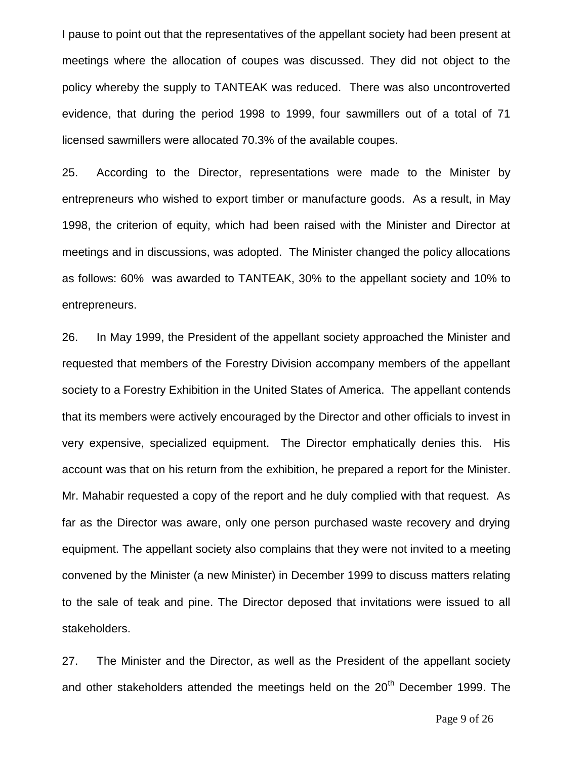I pause to point out that the representatives of the appellant society had been present at meetings where the allocation of coupes was discussed. They did not object to the policy whereby the supply to TANTEAK was reduced. There was also uncontroverted evidence, that during the period 1998 to 1999, four sawmillers out of a total of 71 licensed sawmillers were allocated 70.3% of the available coupes.

25. According to the Director, representations were made to the Minister by entrepreneurs who wished to export timber or manufacture goods. As a result, in May 1998, the criterion of equity, which had been raised with the Minister and Director at meetings and in discussions, was adopted. The Minister changed the policy allocations as follows: 60% was awarded to TANTEAK, 30% to the appellant society and 10% to entrepreneurs.

26. In May 1999, the President of the appellant society approached the Minister and requested that members of the Forestry Division accompany members of the appellant society to a Forestry Exhibition in the United States of America. The appellant contends that its members were actively encouraged by the Director and other officials to invest in very expensive, specialized equipment. The Director emphatically denies this. His account was that on his return from the exhibition, he prepared a report for the Minister. Mr. Mahabir requested a copy of the report and he duly complied with that request. As far as the Director was aware, only one person purchased waste recovery and drying equipment. The appellant society also complains that they were not invited to a meeting convened by the Minister (a new Minister) in December 1999 to discuss matters relating to the sale of teak and pine. The Director deposed that invitations were issued to all stakeholders.

27. The Minister and the Director, as well as the President of the appellant society and other stakeholders attended the meetings held on the 20th December 1999. The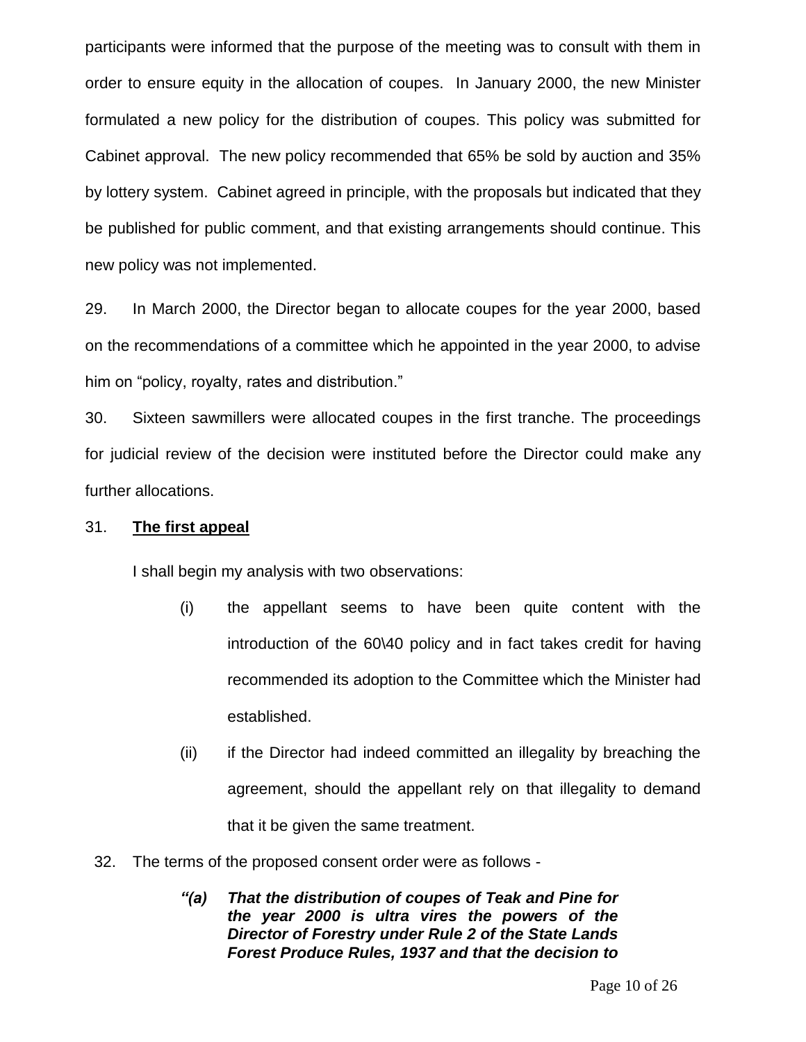participants were informed that the purpose of the meeting was to consult with them in order to ensure equity in the allocation of coupes. In January 2000, the new Minister formulated a new policy for the distribution of coupes. This policy was submitted for Cabinet approval. The new policy recommended that 65% be sold by auction and 35% by lottery system. Cabinet agreed in principle, with the proposals but indicated that they be published for public comment, and that existing arrangements should continue. This new policy was not implemented.

29. In March 2000, the Director began to allocate coupes for the year 2000, based on the recommendations of a committee which he appointed in the year 2000, to advise him on "policy, royalty, rates and distribution."

30. Sixteen sawmillers were allocated coupes in the first tranche. The proceedings for judicial review of the decision were instituted before the Director could make any further allocations.

31. **<u>The first appeal</u>**

I shall begin my analysis with two observations:

(i) the appellant seems to have been quite content with the introduction of the 60\40 policy and in fact takes credit for having recommended its adoption to the Committee which the Minister had established.

(ii) if the Director had indeed committed an illegality by breaching the agreement, should the appellant rely on that illegality to demand that it be given the same treatment.

32. The terms of the proposed consent order were as follows -

> ***"(a) That the distribution of coupes of Teak and Pine for the year 2000 is ultra vires the powers of the Director of Forestry under Rule 2 of the State Lands Forest Produce Rules, 1937 and that the decision to***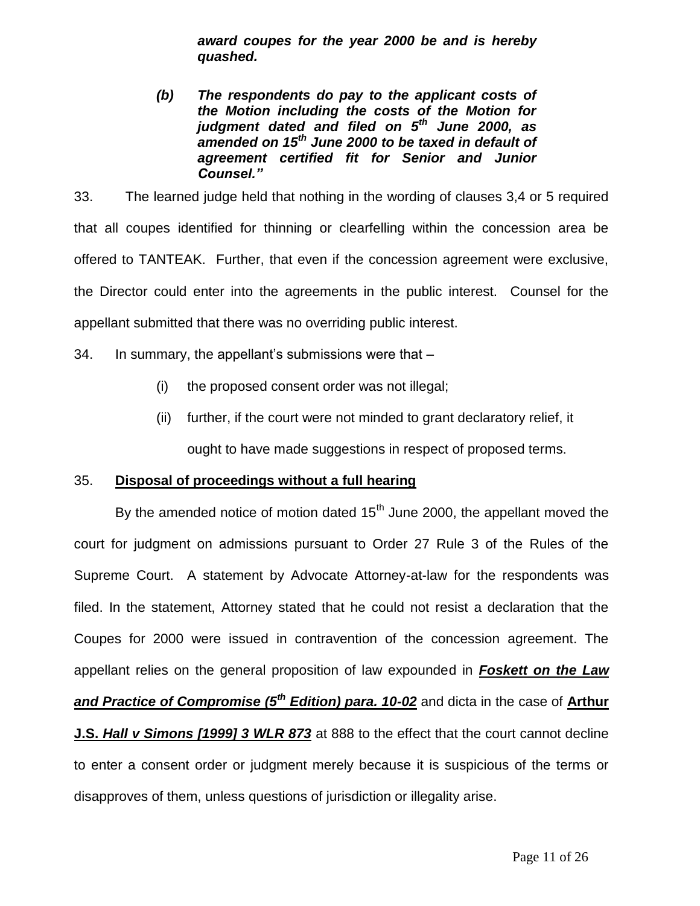> ***award coupes for the year 2000 be and is hereby quashed.***
>
> ***(b) The respondents do pay to the applicant costs of the Motion including the costs of the Motion for judgment dated and filed on 5th June 2000, as amended on 15th June 2000 to be taxed in default of agreement certified fit for Senior and Junior Counsel."***

33. The learned judge held that nothing in the wording of clauses 3,4 or 5 required that all coupes identified for thinning or clearfelling within the concession area be offered to TANTEAK. Further, that even if the concession agreement were exclusive, the Director could enter into the agreements in the public interest. Counsel for the appellant submitted that there was no overriding public interest.

34. In summary, the appellant's submissions were that –

   (i) the proposed consent order was not illegal;

   (ii) further, if the court were not minded to grant declaratory relief, it ought to have made suggestions in respect of proposed terms.

35. **<u>Disposal of proceedings without a full hearing</u>**

By the amended notice of motion dated 15th June 2000, the appellant moved the court for judgment on admissions pursuant to Order 27 Rule 3 of the Rules of the Supreme Court. A statement by Advocate Attorney-at-law for the respondents was filed. In the statement, Attorney stated that he could not resist a declaration that the Coupes for 2000 were issued in contravention of the concession agreement. The appellant relies on the general proposition of law expounded in ***<u>Foskett on the Law and Practice of Compromise (5th Edition) para. 10-02</u>*** and dicta in the case of **<u>Arthur J.S. *Hall v Simons [1999] 3 WLR 873*</u>** at 888 to the effect that the court cannot decline to enter a consent order or judgment merely because it is suspicious of the terms or disapproves of them, unless questions of jurisdiction or illegality arise.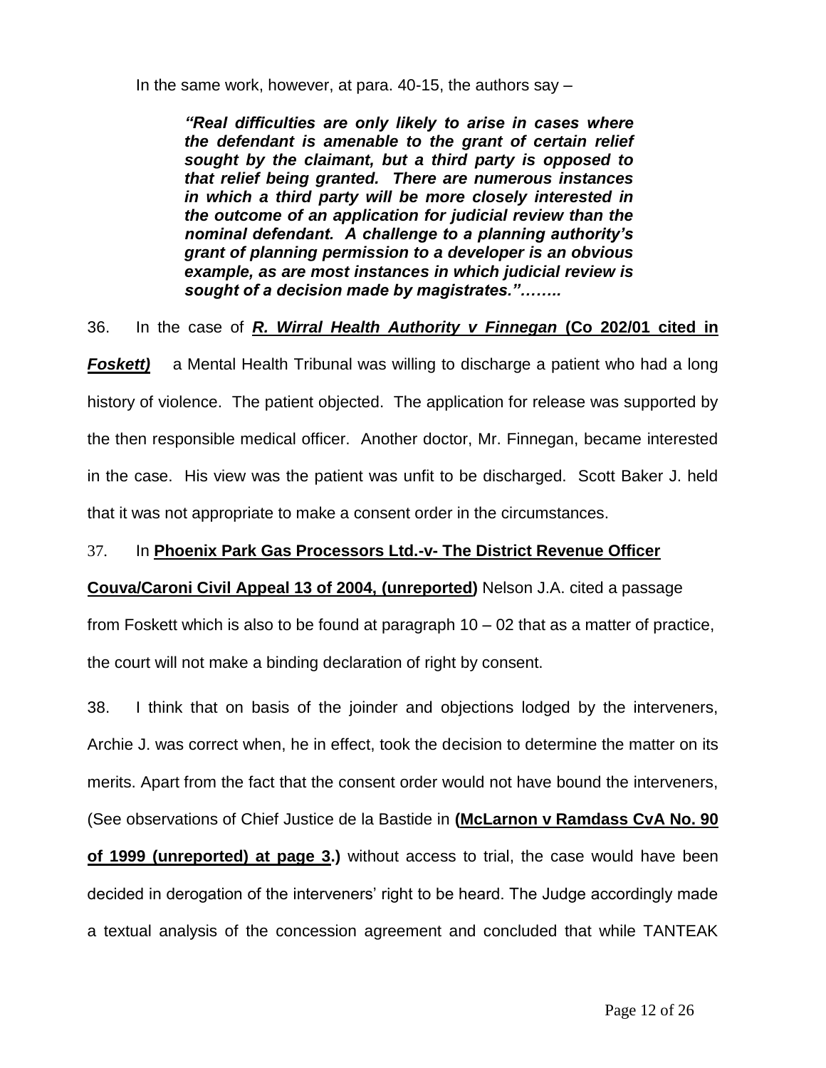In the same work, however, at para. 40-15, the authors say –

> ***"Real difficulties are only likely to arise in cases where the defendant is amenable to the grant of certain relief sought by the claimant, but a third party is opposed to that relief being granted. There are numerous instances in which a third party will be more closely interested in the outcome of an application for judicial review than the nominal defendant. A challenge to a planning authority's grant of planning permission to a developer is an obvious example, as are most instances in which judicial review is sought of a decision made by magistrates."……..***

36. In the case of ***R. Wirral Health Authority v Finnegan*** **(Co 202/01 cited in *Foskett)*** a Mental Health Tribunal was willing to discharge a patient who had a long history of violence. The patient objected. The application for release was supported by the then responsible medical officer. Another doctor, Mr. Finnegan, became interested in the case. His view was the patient was unfit to be discharged. Scott Baker J. held that it was not appropriate to make a consent order in the circumstances.

37. In **Phoenix Park Gas Processors Ltd.-v- The District Revenue Officer Couva/Caroni Civil Appeal 13 of 2004, (unreported)** Nelson J.A. cited a passage from Foskett which is also to be found at paragraph 10 – 02 that as a matter of practice, the court will not make a binding declaration of right by consent.

38. I think that on basis of the joinder and objections lodged by the interveners, Archie J. was correct when, he in effect, took the decision to determine the matter on its merits. Apart from the fact that the consent order would not have bound the interveners, (See observations of Chief Justice de la Bastide in **(McLarnon v Ramdass CvA No. 90 of 1999 (unreported) at page 3.)** without access to trial, the case would have been decided in derogation of the interveners' right to be heard. The Judge accordingly made a textual analysis of the concession agreement and concluded that while TANTEAK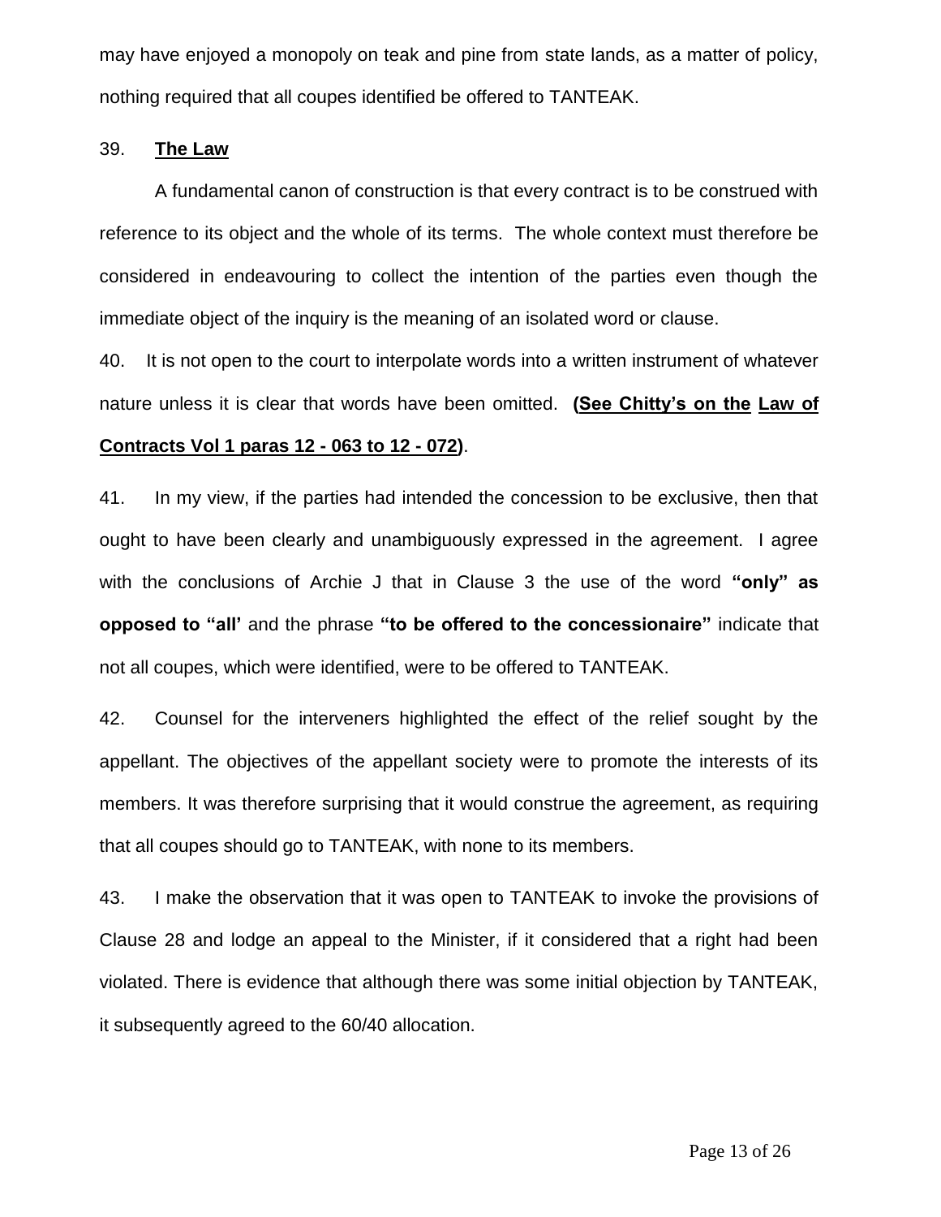may have enjoyed a monopoly on teak and pine from state lands, as a matter of policy, nothing required that all coupes identified be offered to TANTEAK.

39. **The Law**

A fundamental canon of construction is that every contract is to be construed with reference to its object and the whole of its terms. The whole context must therefore be considered in endeavouring to collect the intention of the parties even though the immediate object of the inquiry is the meaning of an isolated word or clause.

40. It is not open to the court to interpolate words into a written instrument of whatever nature unless it is clear that words have been omitted. **(See Chitty's on the Law of Contracts Vol 1 paras 12 - 063 to 12 - 072)**.

41. In my view, if the parties had intended the concession to be exclusive, then that ought to have been clearly and unambiguously expressed in the agreement. I agree with the conclusions of Archie J that in Clause 3 the use of the word **"only" as opposed to "all'** and the phrase **"to be offered to the concessionaire"** indicate that not all coupes, which were identified, were to be offered to TANTEAK.

42. Counsel for the interveners highlighted the effect of the relief sought by the appellant. The objectives of the appellant society were to promote the interests of its members. It was therefore surprising that it would construe the agreement, as requiring that all coupes should go to TANTEAK, with none to its members.

43. I make the observation that it was open to TANTEAK to invoke the provisions of Clause 28 and lodge an appeal to the Minister, if it considered that a right had been violated. There is evidence that although there was some initial objection by TANTEAK, it subsequently agreed to the 60/40 allocation.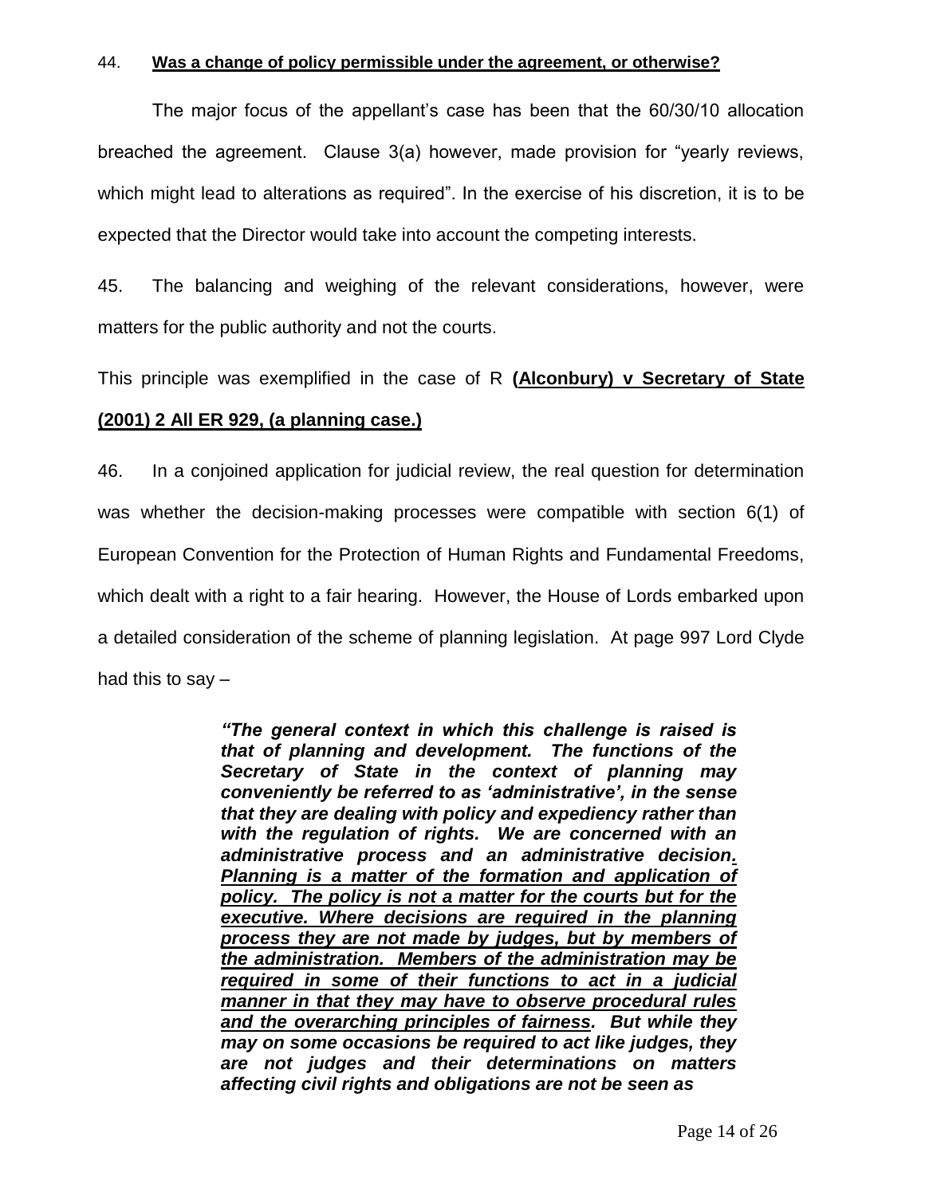44. **Was a change of policy permissible under the agreement, or otherwise?**

The major focus of the appellant's case has been that the 60/30/10 allocation breached the agreement. Clause 3(a) however, made provision for "yearly reviews, which might lead to alterations as required". In the exercise of his discretion, it is to be expected that the Director would take into account the competing interests.

45. The balancing and weighing of the relevant considerations, however, were matters for the public authority and not the courts.

This principle was exemplified in the case of R **(Alconbury) v Secretary of State (2001) 2 All ER 929, (a planning case.)**

46. In a conjoined application for judicial review, the real question for determination was whether the decision-making processes were compatible with section 6(1) of European Convention for the Protection of Human Rights and Fundamental Freedoms, which dealt with a right to a fair hearing. However, the House of Lords embarked upon a detailed consideration of the scheme of planning legislation. At page 997 Lord Clyde had this to say –

> ***"The general context in which this challenge is raised is that of planning and development. The functions of the Secretary of State in the context of planning may conveniently be referred to as 'administrative', in the sense that they are dealing with policy and expediency rather than with the regulation of rights. We are concerned with an administrative process and an administrative decision. Planning is a matter of the formation and application of policy. The policy is not a matter for the courts but for the executive. Where decisions are required in the planning process they are not made by judges, but by members of the administration. Members of the administration may be required in some of their functions to act in a judicial manner in that they may have to observe procedural rules and the overarching principles of fairness. But while they may on some occasions be required to act like judges, they are not judges and their determinations on matters affecting civil rights and obligations are not be seen as***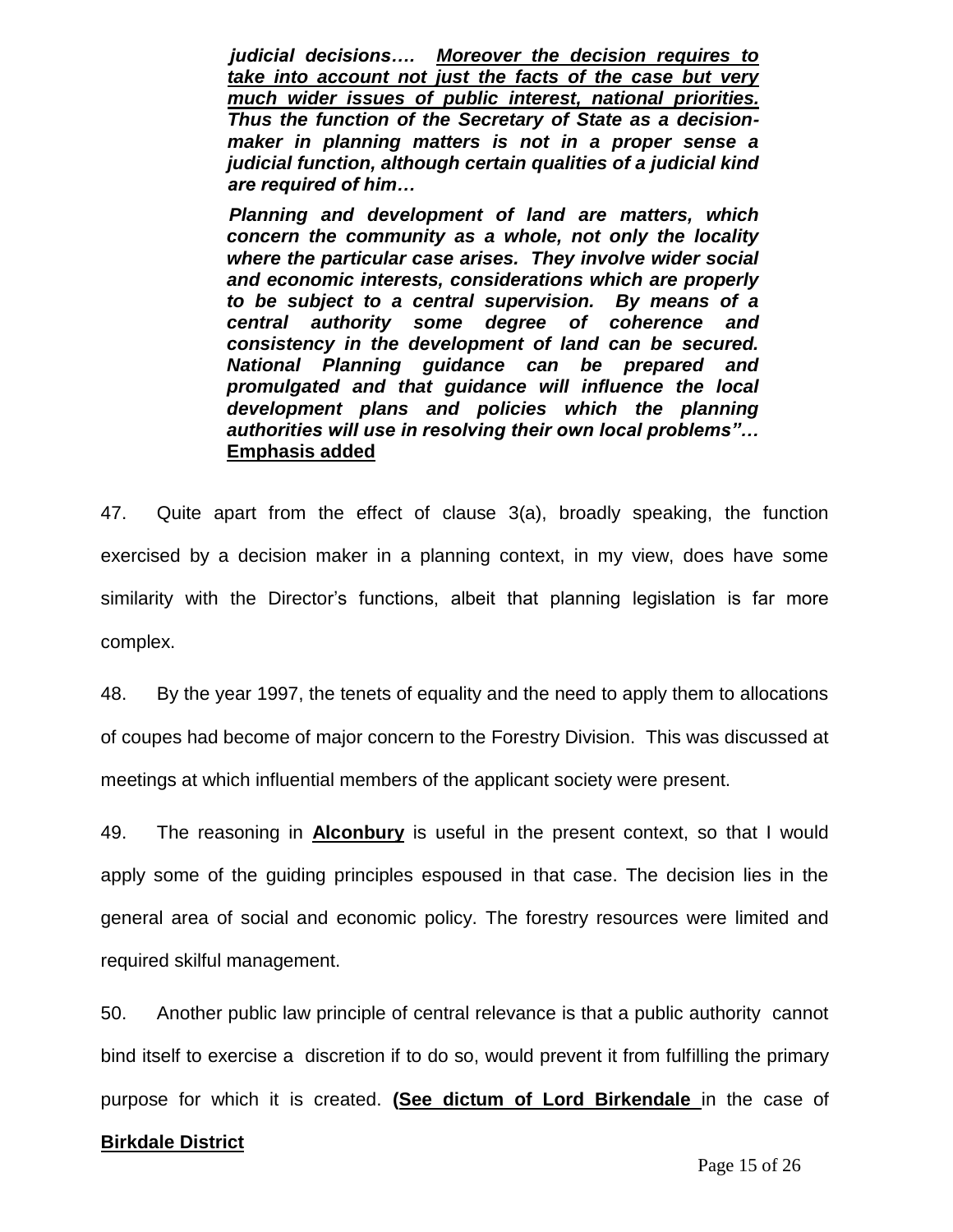> ***judicial decisions….*** ***Moreover the decision requires to take into account not just the facts of the case but very much wider issues of public interest, national priorities.*** ***Thus the function of the Secretary of State as a decision-maker in planning matters is not in a proper sense a judicial function, although certain qualities of a judicial kind are required of him…***
>
> ***Planning and development of land are matters, which concern the community as a whole, not only the locality where the particular case arises. They involve wider social and economic interests, considerations which are properly to be subject to a central supervision. By means of a central authority some degree of coherence and consistency in the development of land can be secured. National Planning guidance can be prepared and promulgated and that guidance will influence the local development plans and policies which the planning authorities will use in resolving their own local problems"…*** **Emphasis added**

47. Quite apart from the effect of clause 3(a), broadly speaking, the function exercised by a decision maker in a planning context, in my view, does have some similarity with the Director's functions, albeit that planning legislation is far more complex.

48. By the year 1997, the tenets of equality and the need to apply them to allocations of coupes had become of major concern to the Forestry Division. This was discussed at meetings at which influential members of the applicant society were present.

49. The reasoning in **Alconbury** is useful in the present context, so that I would apply some of the guiding principles espoused in that case. The decision lies in the general area of social and economic policy. The forestry resources were limited and required skilful management.

50. Another public law principle of central relevance is that a public authority cannot bind itself to exercise a discretion if to do so, would prevent it from fulfilling the primary purpose for which it is created. **(See dictum of Lord Birkendale** in the case of **Birkdale District**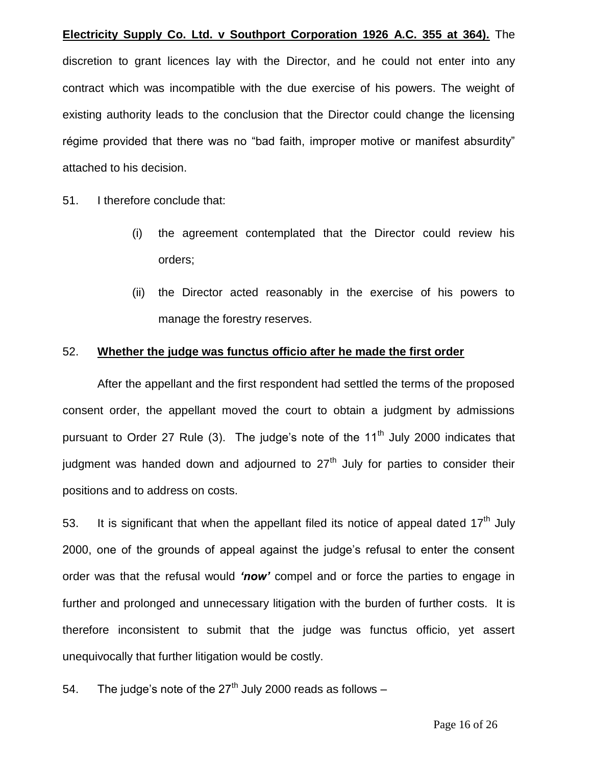**Electricity Supply Co. Ltd. v Southport Corporation 1926 A.C. 355 at 364).** The discretion to grant licences lay with the Director, and he could not enter into any contract which was incompatible with the due exercise of his powers. The weight of existing authority leads to the conclusion that the Director could change the licensing régime provided that there was no "bad faith, improper motive or manifest absurdity" attached to his decision.

51. I therefore conclude that:

(i) the agreement contemplated that the Director could review his orders;

(ii) the Director acted reasonably in the exercise of his powers to manage the forestry reserves.

52. **Whether the judge was functus officio after he made the first order**

After the appellant and the first respondent had settled the terms of the proposed consent order, the appellant moved the court to obtain a judgment by admissions pursuant to Order 27 Rule (3). The judge's note of the 11th July 2000 indicates that judgment was handed down and adjourned to 27th July for parties to consider their positions and to address on costs.

53. It is significant that when the appellant filed its notice of appeal dated 17th July 2000, one of the grounds of appeal against the judge's refusal to enter the consent order was that the refusal would ***'now'*** compel and or force the parties to engage in further and prolonged and unnecessary litigation with the burden of further costs. It is therefore inconsistent to submit that the judge was functus officio, yet assert unequivocally that further litigation would be costly.

54. The judge's note of the 27th July 2000 reads as follows –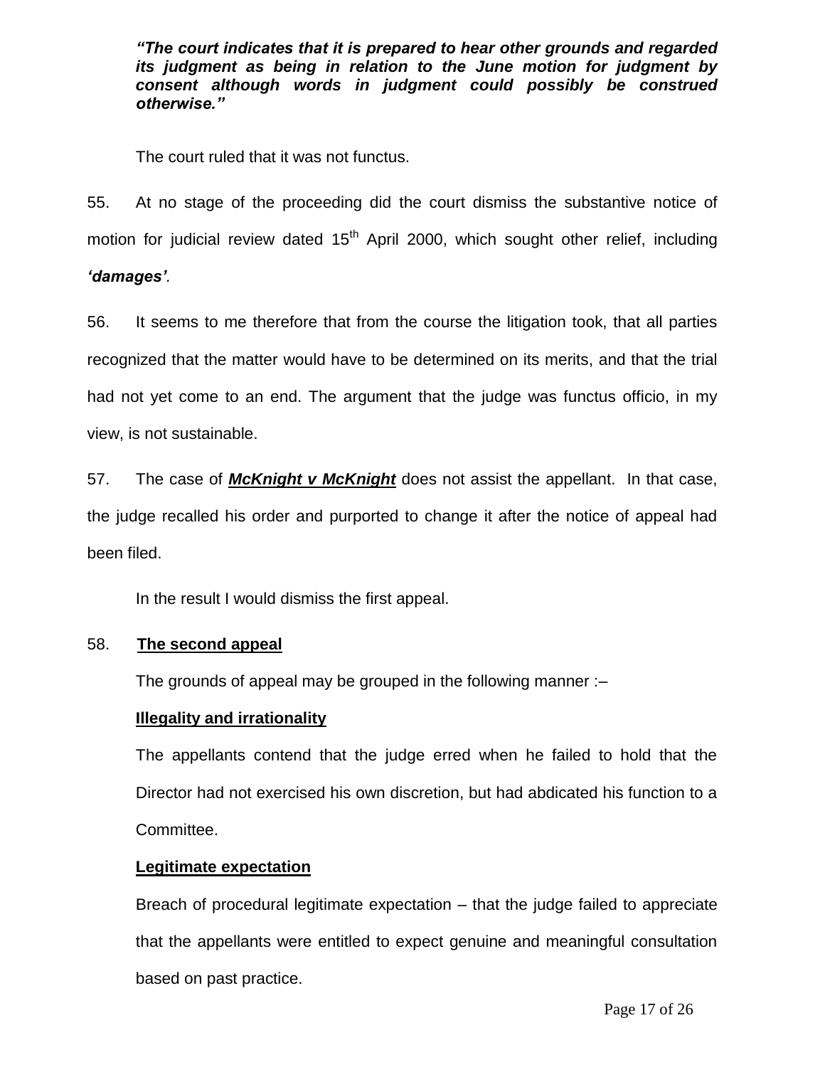***"The court indicates that it is prepared to hear other grounds and regarded its judgment as being in relation to the June motion for judgment by consent although words in judgment could possibly be construed otherwise."***

The court ruled that it was not functus.

55. At no stage of the proceeding did the court dismiss the substantive notice of motion for judicial review dated 15th April 2000, which sought other relief, including ***'damages'***.

56. It seems to me therefore that from the course the litigation took, that all parties recognized that the matter would have to be determined on its merits, and that the trial had not yet come to an end. The argument that the judge was functus officio, in my view, is not sustainable.

57. The case of ***<u>McKnight v McKnight</u>*** does not assist the appellant. In that case, the judge recalled his order and purported to change it after the notice of appeal had been filed.

In the result I would dismiss the first appeal.

58. **<u>The second appeal</u>**

The grounds of appeal may be grouped in the following manner :–

**<u>Illegality and irrationality</u>**

The appellants contend that the judge erred when he failed to hold that the Director had not exercised his own discretion, but had abdicated his function to a Committee.

**<u>Legitimate expectation</u>**

Breach of procedural legitimate expectation – that the judge failed to appreciate that the appellants were entitled to expect genuine and meaningful consultation based on past practice.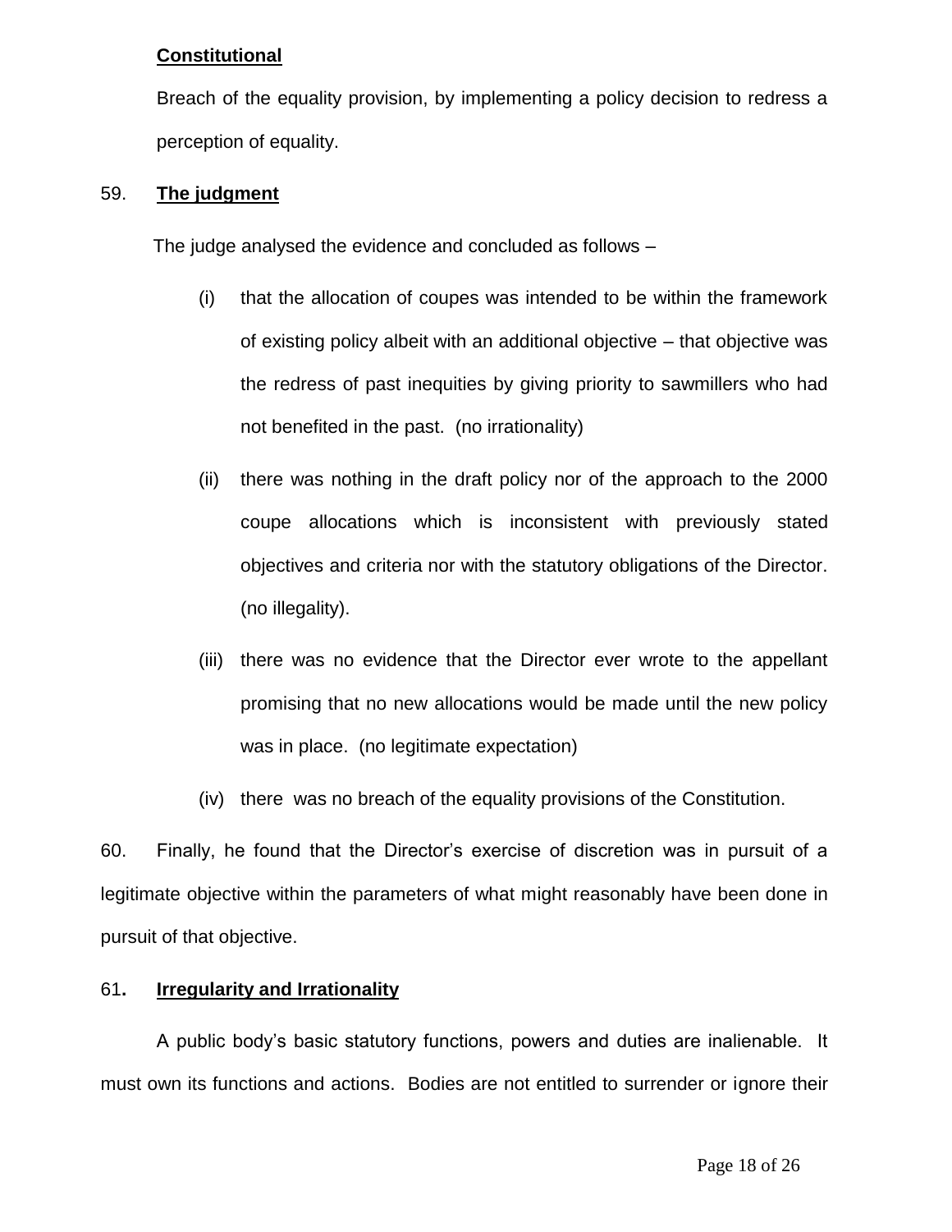**Constitutional**

Breach of the equality provision, by implementing a policy decision to redress a perception of equality.

59. **The judgment**

The judge analysed the evidence and concluded as follows –

(i) that the allocation of coupes was intended to be within the framework of existing policy albeit with an additional objective – that objective was the redress of past inequities by giving priority to sawmillers who had not benefited in the past. (no irrationality)

(ii) there was nothing in the draft policy nor of the approach to the 2000 coupe allocations which is inconsistent with previously stated objectives and criteria nor with the statutory obligations of the Director. (no illegality).

(iii) there was no evidence that the Director ever wrote to the appellant promising that no new allocations would be made until the new policy was in place. (no legitimate expectation)

(iv) there was no breach of the equality provisions of the Constitution.

60. Finally, he found that the Director's exercise of discretion was in pursuit of a legitimate objective within the parameters of what might reasonably have been done in pursuit of that objective.

61**.** **Irregularity and Irrationality**

A public body's basic statutory functions, powers and duties are inalienable. It must own its functions and actions. Bodies are not entitled to surrender or ignore their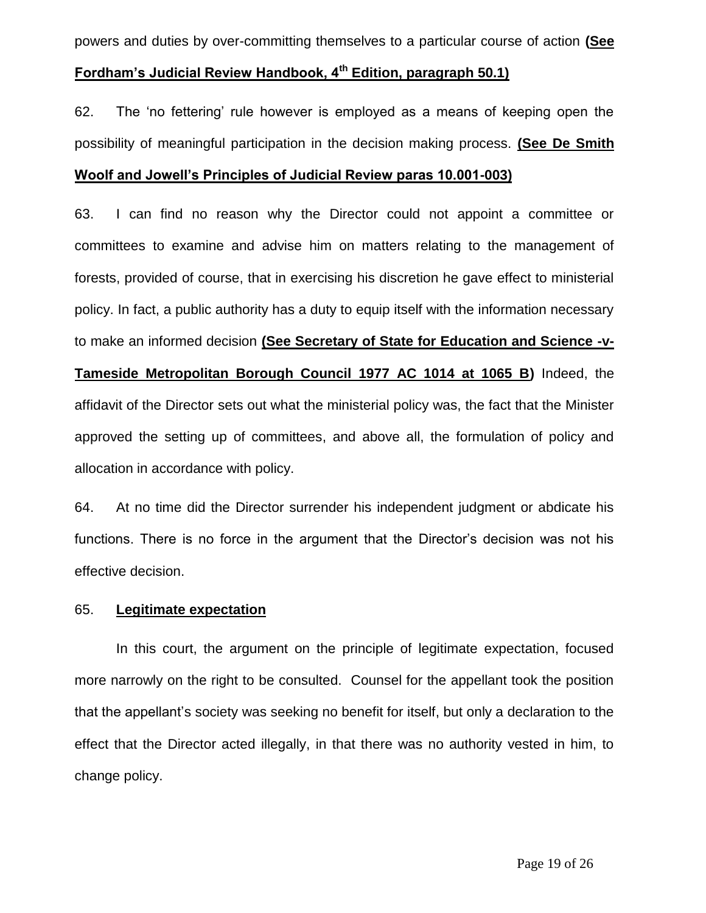powers and duties by over-committing themselves to a particular course of action **(See Fordham's Judicial Review Handbook, 4th Edition, paragraph 50.1)**

62. The 'no fettering' rule however is employed as a means of keeping open the possibility of meaningful participation in the decision making process. **(See De Smith Woolf and Jowell's Principles of Judicial Review paras 10.001-003)**

63. I can find no reason why the Director could not appoint a committee or committees to examine and advise him on matters relating to the management of forests, provided of course, that in exercising his discretion he gave effect to ministerial policy. In fact, a public authority has a duty to equip itself with the information necessary to make an informed decision **(See Secretary of State for Education and Science -v- Tameside Metropolitan Borough Council 1977 AC 1014 at 1065 B)** Indeed, the affidavit of the Director sets out what the ministerial policy was, the fact that the Minister approved the setting up of committees, and above all, the formulation of policy and allocation in accordance with policy.

64. At no time did the Director surrender his independent judgment or abdicate his functions. There is no force in the argument that the Director's decision was not his effective decision.

65. **Legitimate expectation**

In this court, the argument on the principle of legitimate expectation, focused more narrowly on the right to be consulted. Counsel for the appellant took the position that the appellant's society was seeking no benefit for itself, but only a declaration to the effect that the Director acted illegally, in that there was no authority vested in him, to change policy.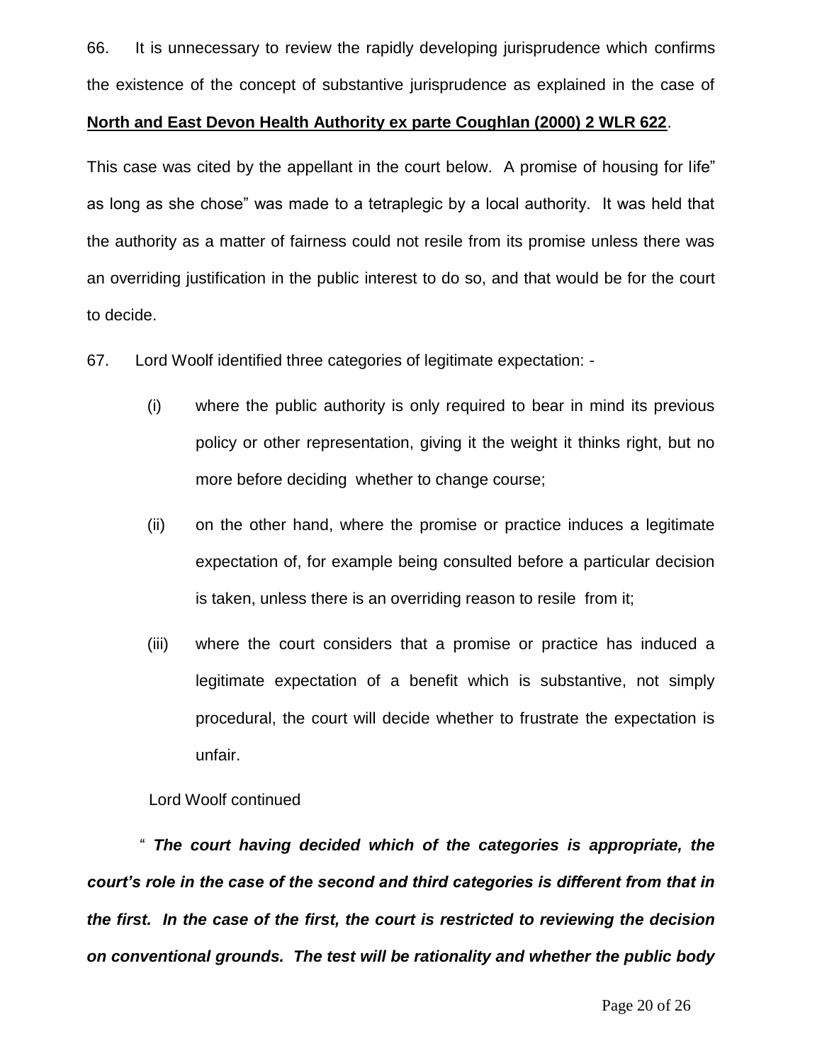66. It is unnecessary to review the rapidly developing jurisprudence which confirms the existence of the concept of substantive jurisprudence as explained in the case of **North and East Devon Health Authority ex parte Coughlan (2000) 2 WLR 622**.

This case was cited by the appellant in the court below. A promise of housing for life" as long as she chose" was made to a tetraplegic by a local authority. It was held that the authority as a matter of fairness could not resile from its promise unless there was an overriding justification in the public interest to do so, and that would be for the court to decide.

67. Lord Woolf identified three categories of legitimate expectation: -

(i) where the public authority is only required to bear in mind its previous policy or other representation, giving it the weight it thinks right, but no more before deciding whether to change course;

(ii) on the other hand, where the promise or practice induces a legitimate expectation of, for example being consulted before a particular decision is taken, unless there is an overriding reason to resile from it;

(iii) where the court considers that a promise or practice has induced a legitimate expectation of a benefit which is substantive, not simply procedural, the court will decide whether to frustrate the expectation is unfair.

Lord Woolf continued

" ***The court having decided which of the categories is appropriate, the court's role in the case of the second and third categories is different from that in the first. In the case of the first, the court is restricted to reviewing the decision on conventional grounds. The test will be rationality and whether the public body***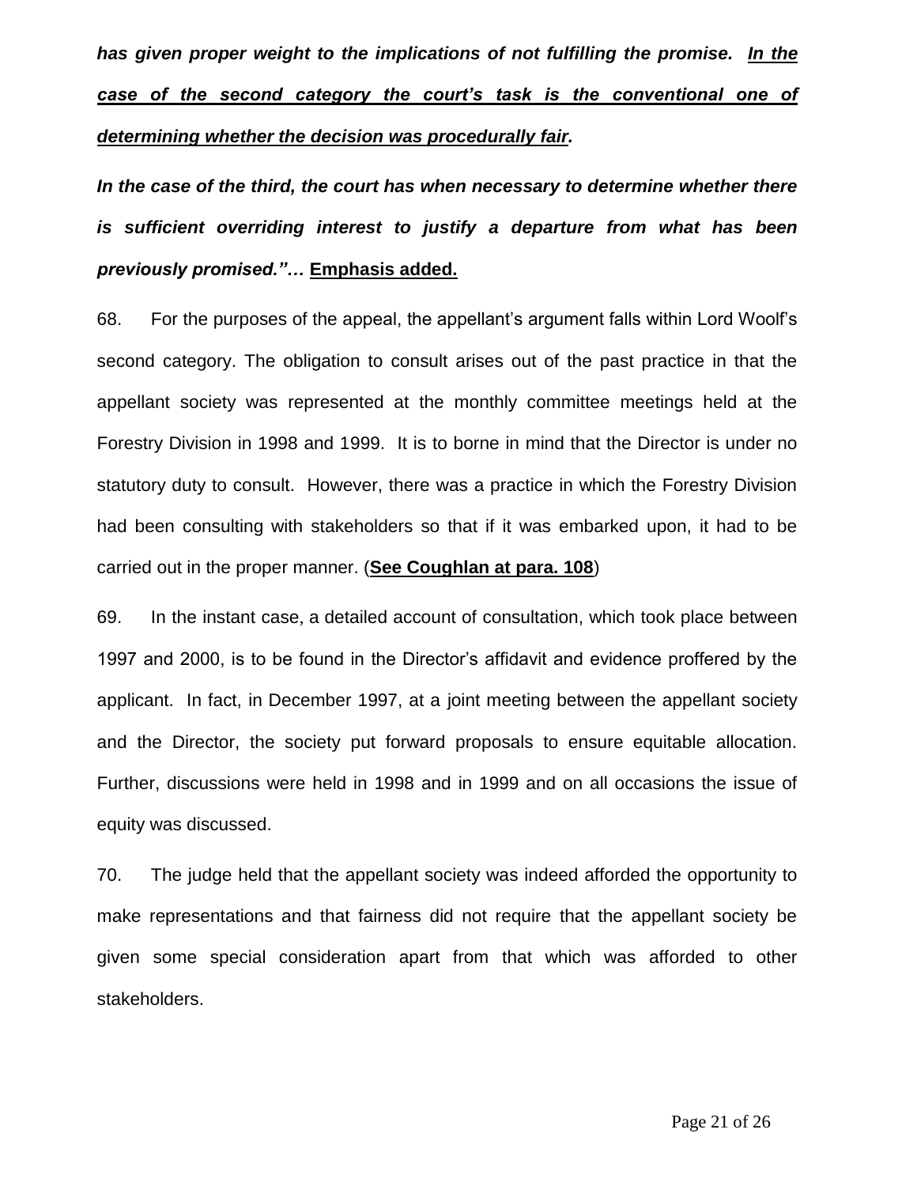***has given proper weight to the implications of not fulfilling the promise. <u>In the case of the second category the court's task is the conventional one of determining whether the decision was procedurally fair</u>.***

***In the case of the third, the court has when necessary to determine whether there is sufficient overriding interest to justify a departure from what has been previously promised."…*** **<u>Emphasis added.</u>**

68. For the purposes of the appeal, the appellant's argument falls within Lord Woolf's second category. The obligation to consult arises out of the past practice in that the appellant society was represented at the monthly committee meetings held at the Forestry Division in 1998 and 1999. It is to borne in mind that the Director is under no statutory duty to consult. However, there was a practice in which the Forestry Division had been consulting with stakeholders so that if it was embarked upon, it had to be carried out in the proper manner. (**<u>See Coughlan at para. 108</u>**)

69. In the instant case, a detailed account of consultation, which took place between 1997 and 2000, is to be found in the Director's affidavit and evidence proffered by the applicant. In fact, in December 1997, at a joint meeting between the appellant society and the Director, the society put forward proposals to ensure equitable allocation. Further, discussions were held in 1998 and in 1999 and on all occasions the issue of equity was discussed.

70. The judge held that the appellant society was indeed afforded the opportunity to make representations and that fairness did not require that the appellant society be given some special consideration apart from that which was afforded to other stakeholders.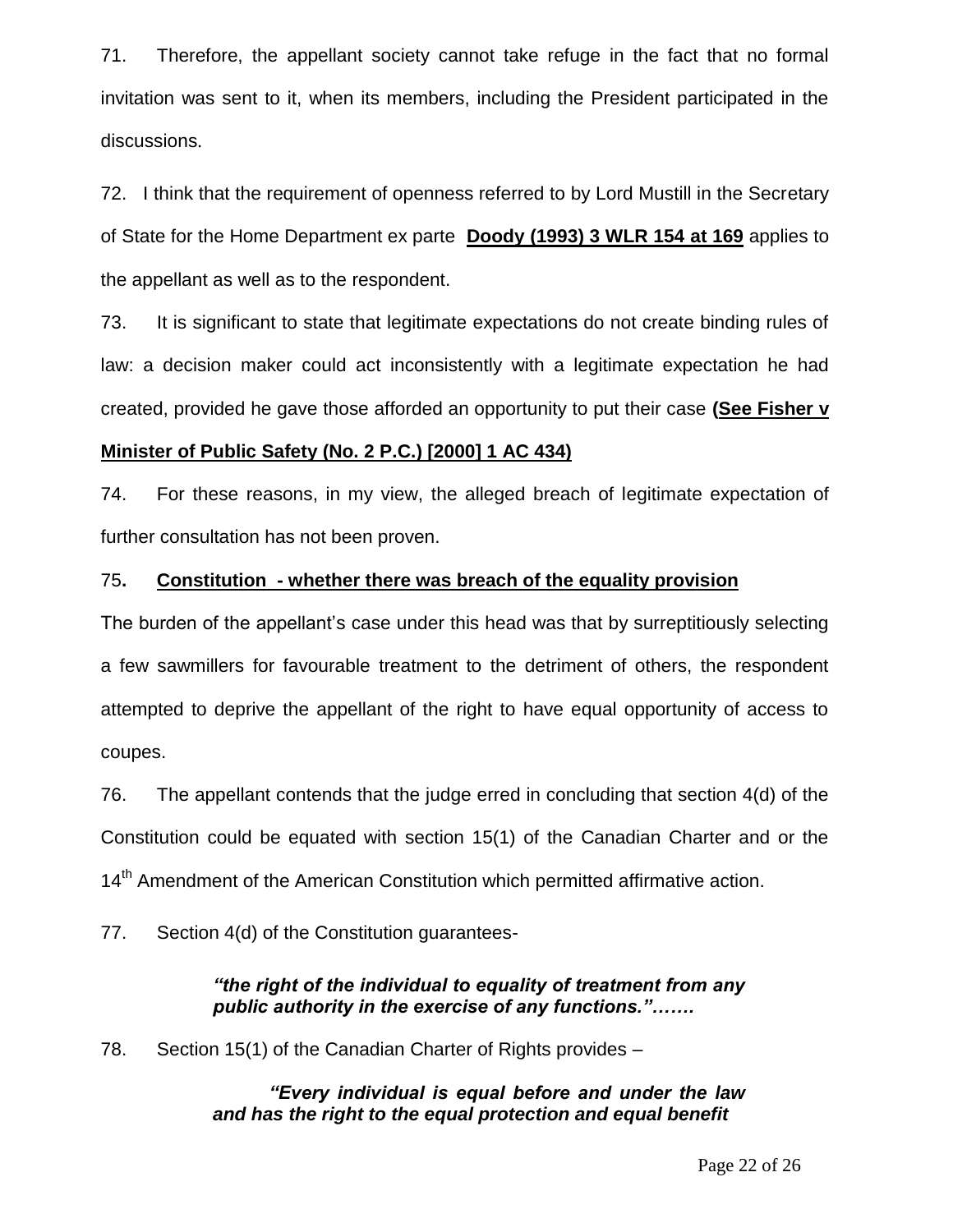71. Therefore, the appellant society cannot take refuge in the fact that no formal invitation was sent to it, when its members, including the President participated in the discussions.

72. I think that the requirement of openness referred to by Lord Mustill in the Secretary of State for the Home Department ex parte **Doody (1993) 3 WLR 154 at 169** applies to the appellant as well as to the respondent.

73. It is significant to state that legitimate expectations do not create binding rules of law: a decision maker could act inconsistently with a legitimate expectation he had created, provided he gave those afforded an opportunity to put their case **(See Fisher v Minister of Public Safety (No. 2 P.C.) [2000] 1 AC 434)**

74. For these reasons, in my view, the alleged breach of legitimate expectation of further consultation has not been proven.

75. **Constitution - whether there was breach of the equality provision**

The burden of the appellant's case under this head was that by surreptitiously selecting a few sawmillers for favourable treatment to the detriment of others, the respondent attempted to deprive the appellant of the right to have equal opportunity of access to coupes.

76. The appellant contends that the judge erred in concluding that section 4(d) of the Constitution could be equated with section 15(1) of the Canadian Charter and or the 14th Amendment of the American Constitution which permitted affirmative action.

77. Section 4(d) of the Constitution guarantees-

> ***"the right of the individual to equality of treatment from any public authority in the exercise of any functions."…….***

78. Section 15(1) of the Canadian Charter of Rights provides –

> ***"Every individual is equal before and under the law and has the right to the equal protection and equal benefit***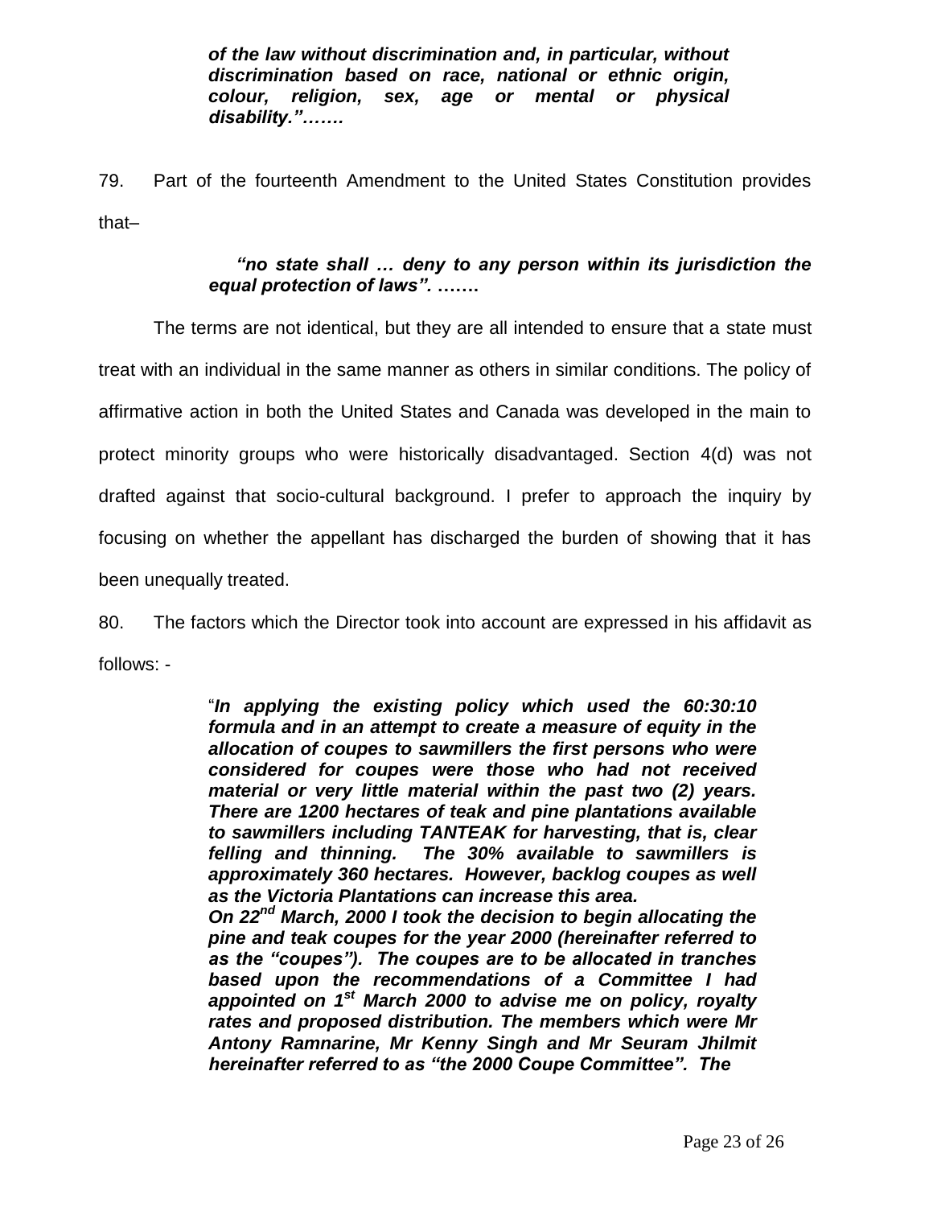***of the law without discrimination and, in particular, without discrimination based on race, national or ethnic origin, colour, religion, sex, age or mental or physical disability."…….***

79. Part of the fourteenth Amendment to the United States Constitution provides that–

> ***"no state shall … deny to any person within its jurisdiction the equal protection of laws". …….***

The terms are not identical, but they are all intended to ensure that a state must treat with an individual in the same manner as others in similar conditions. The policy of affirmative action in both the United States and Canada was developed in the main to protect minority groups who were historically disadvantaged. Section 4(d) was not drafted against that socio-cultural background. I prefer to approach the inquiry by focusing on whether the appellant has discharged the burden of showing that it has been unequally treated.

80. The factors which the Director took into account are expressed in his affidavit as follows: -

> "***In applying the existing policy which used the 60:30:10 formula and in an attempt to create a measure of equity in the allocation of coupes to sawmillers the first persons who were considered for coupes were those who had not received material or very little material within the past two (2) years. There are 1200 hectares of teak and pine plantations available to sawmillers including TANTEAK for harvesting, that is, clear felling and thinning. The 30% available to sawmillers is approximately 360 hectares. However, backlog coupes as well as the Victoria Plantations can increase this area.***
> ***On 22nd March, 2000 I took the decision to begin allocating the pine and teak coupes for the year 2000 (hereinafter referred to as the "coupes"). The coupes are to be allocated in tranches based upon the recommendations of a Committee I had appointed on 1st March 2000 to advise me on policy, royalty rates and proposed distribution. The members which were Mr Antony Ramnarine, Mr Kenny Singh and Mr Seuram Jhilmit hereinafter referred to as "the 2000 Coupe Committee". The***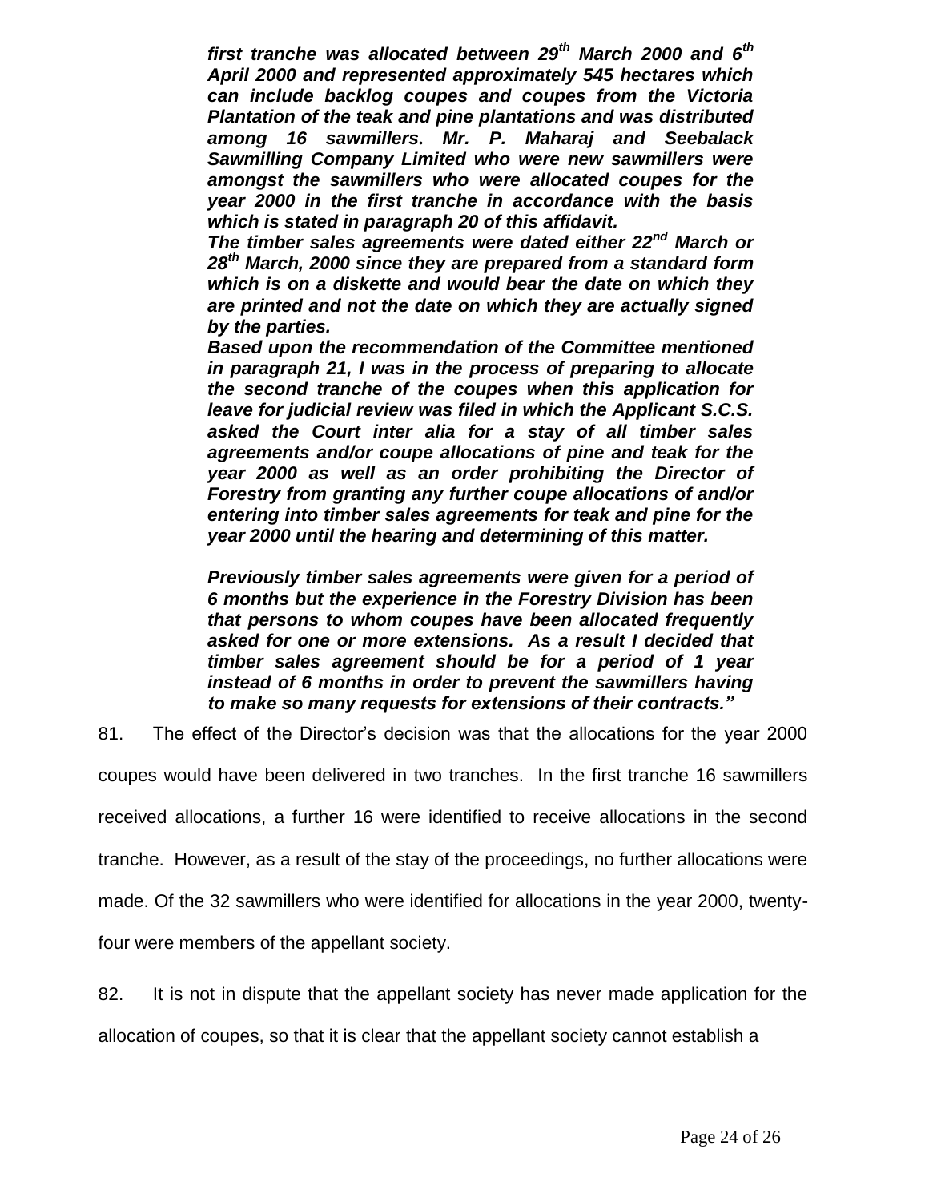> ***first tranche was allocated between 29th March 2000 and 6th April 2000 and represented approximately 545 hectares which can include backlog coupes and coupes from the Victoria Plantation of the teak and pine plantations and was distributed among 16 sawmillers. Mr. P. Maharaj and Seebalack Sawmilling Company Limited who were new sawmillers were amongst the sawmillers who were allocated coupes for the year 2000 in the first tranche in accordance with the basis which is stated in paragraph 20 of this affidavit.***
>
> ***The timber sales agreements were dated either 22nd March or 28th March, 2000 since they are prepared from a standard form which is on a diskette and would bear the date on which they are printed and not the date on which they are actually signed by the parties.***
>
> ***Based upon the recommendation of the Committee mentioned in paragraph 21, I was in the process of preparing to allocate the second tranche of the coupes when this application for leave for judicial review was filed in which the Applicant S.C.S. asked the Court inter alia for a stay of all timber sales agreements and/or coupe allocations of pine and teak for the year 2000 as well as an order prohibiting the Director of Forestry from granting any further coupe allocations of and/or entering into timber sales agreements for teak and pine for the year 2000 until the hearing and determining of this matter.***
>
> ***Previously timber sales agreements were given for a period of 6 months but the experience in the Forestry Division has been that persons to whom coupes have been allocated frequently asked for one or more extensions. As a result I decided that timber sales agreement should be for a period of 1 year instead of 6 months in order to prevent the sawmillers having to make so many requests for extensions of their contracts."***

81. The effect of the Director's decision was that the allocations for the year 2000 coupes would have been delivered in two tranches. In the first tranche 16 sawmillers received allocations, a further 16 were identified to receive allocations in the second tranche. However, as a result of the stay of the proceedings, no further allocations were made. Of the 32 sawmillers who were identified for allocations in the year 2000, twenty-four were members of the appellant society.

82. It is not in dispute that the appellant society has never made application for the allocation of coupes, so that it is clear that the appellant society cannot establish a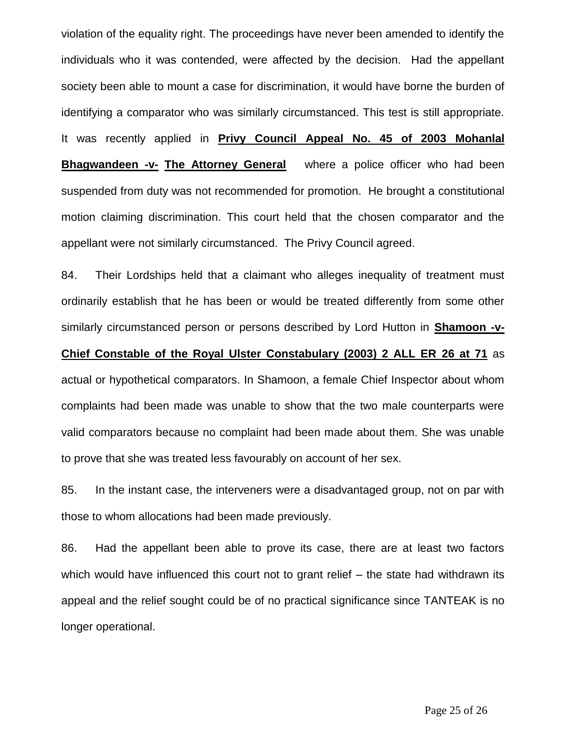violation of the equality right. The proceedings have never been amended to identify the individuals who it was contended, were affected by the decision. Had the appellant society been able to mount a case for discrimination, it would have borne the burden of identifying a comparator who was similarly circumstanced. This test is still appropriate. It was recently applied in **Privy Council Appeal No. 45 of 2003 Mohanlal Bhagwandeen -v- The Attorney General** where a police officer who had been suspended from duty was not recommended for promotion. He brought a constitutional motion claiming discrimination. This court held that the chosen comparator and the appellant were not similarly circumstanced. The Privy Council agreed.

84. Their Lordships held that a claimant who alleges inequality of treatment must ordinarily establish that he has been or would be treated differently from some other similarly circumstanced person or persons described by Lord Hutton in **Shamoon -v- Chief Constable of the Royal Ulster Constabulary (2003) 2 ALL ER 26 at 71** as actual or hypothetical comparators. In Shamoon, a female Chief Inspector about whom complaints had been made was unable to show that the two male counterparts were valid comparators because no complaint had been made about them. She was unable to prove that she was treated less favourably on account of her sex.

85. In the instant case, the interveners were a disadvantaged group, not on par with those to whom allocations had been made previously.

86. Had the appellant been able to prove its case, there are at least two factors which would have influenced this court not to grant relief – the state had withdrawn its appeal and the relief sought could be of no practical significance since TANTEAK is no longer operational.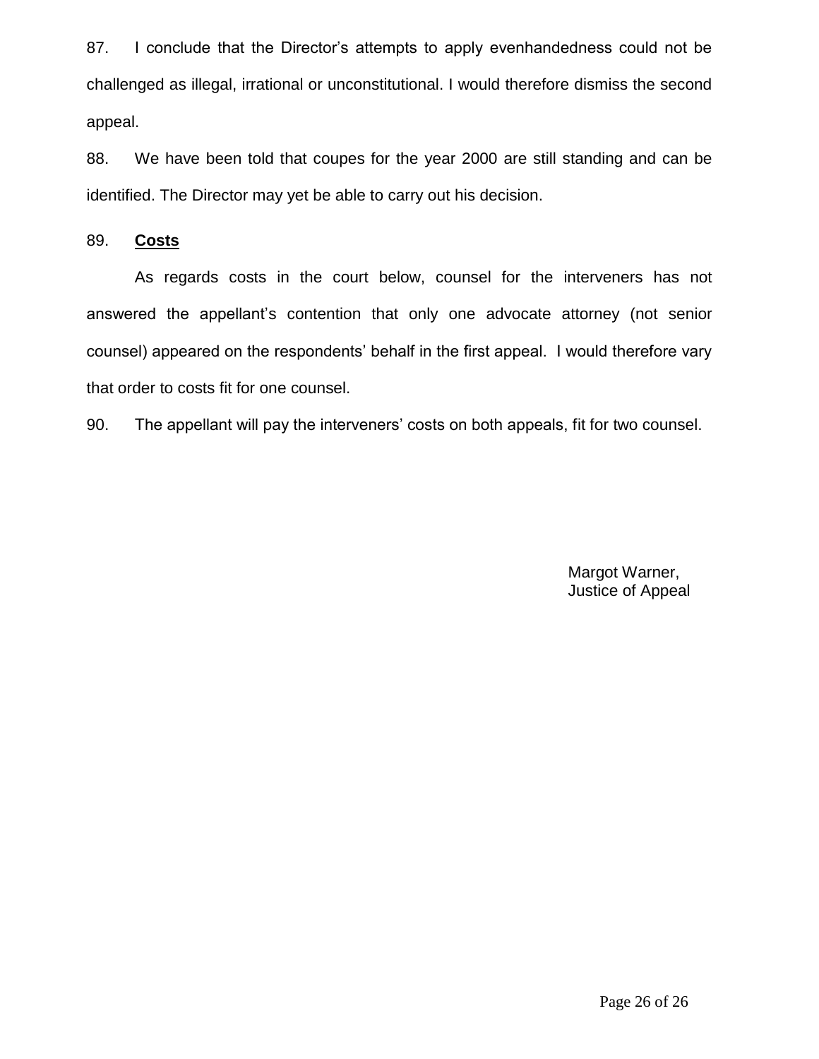87. I conclude that the Director's attempts to apply evenhandedness could not be challenged as illegal, irrational or unconstitutional. I would therefore dismiss the second appeal.

88. We have been told that coupes for the year 2000 are still standing and can be identified. The Director may yet be able to carry out his decision.

89. **Costs**

As regards costs in the court below, counsel for the interveners has not answered the appellant's contention that only one advocate attorney (not senior counsel) appeared on the respondents' behalf in the first appeal. I would therefore vary that order to costs fit for one counsel.

90. The appellant will pay the interveners' costs on both appeals, fit for two counsel.

Margot Warner,
Justice of Appeal